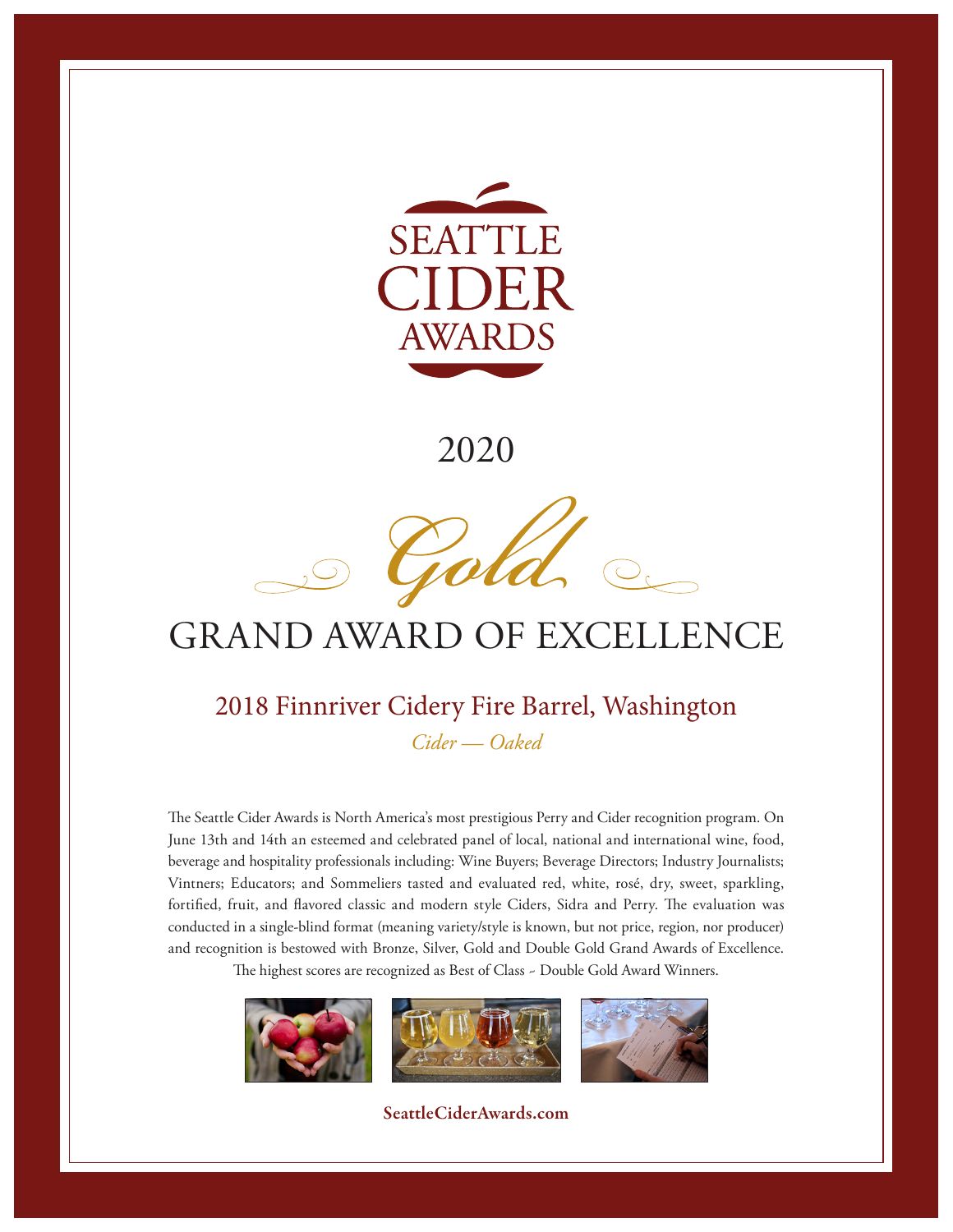# SEATTLE CIDER AWARDS

2020

## Gold

# GRAND AWARD OF EXCELLENCE

## 2018 Finnriver Cidery Fire Barrel, Washington

*Cider — Oaked*

The Seattle Cider Awards is North America's most prestigious Perry and Cider recognition program. On June 13th and 14th an esteemed and celebrated panel of local, national and international wine, food, beverage and hospitality professionals including: Wine Buyers; Beverage Directors; Industry Journalists; Vintners; Educators; and Sommeliers tasted and evaluated red, white, rosé, dry, sweet, sparkling, fortified, fruit, and flavored classic and modern style Ciders, Sidra and Perry. The evaluation was conducted in a single-blind format (meaning variety/style is known, but not price, region, nor producer) and recognition is bestowed with Bronze, Silver, Gold and Double Gold Grand Awards of Excellence. The highest scores are recognized as Best of Class ~ Double Gold Award Winners.

**SeattleCiderAwards.com**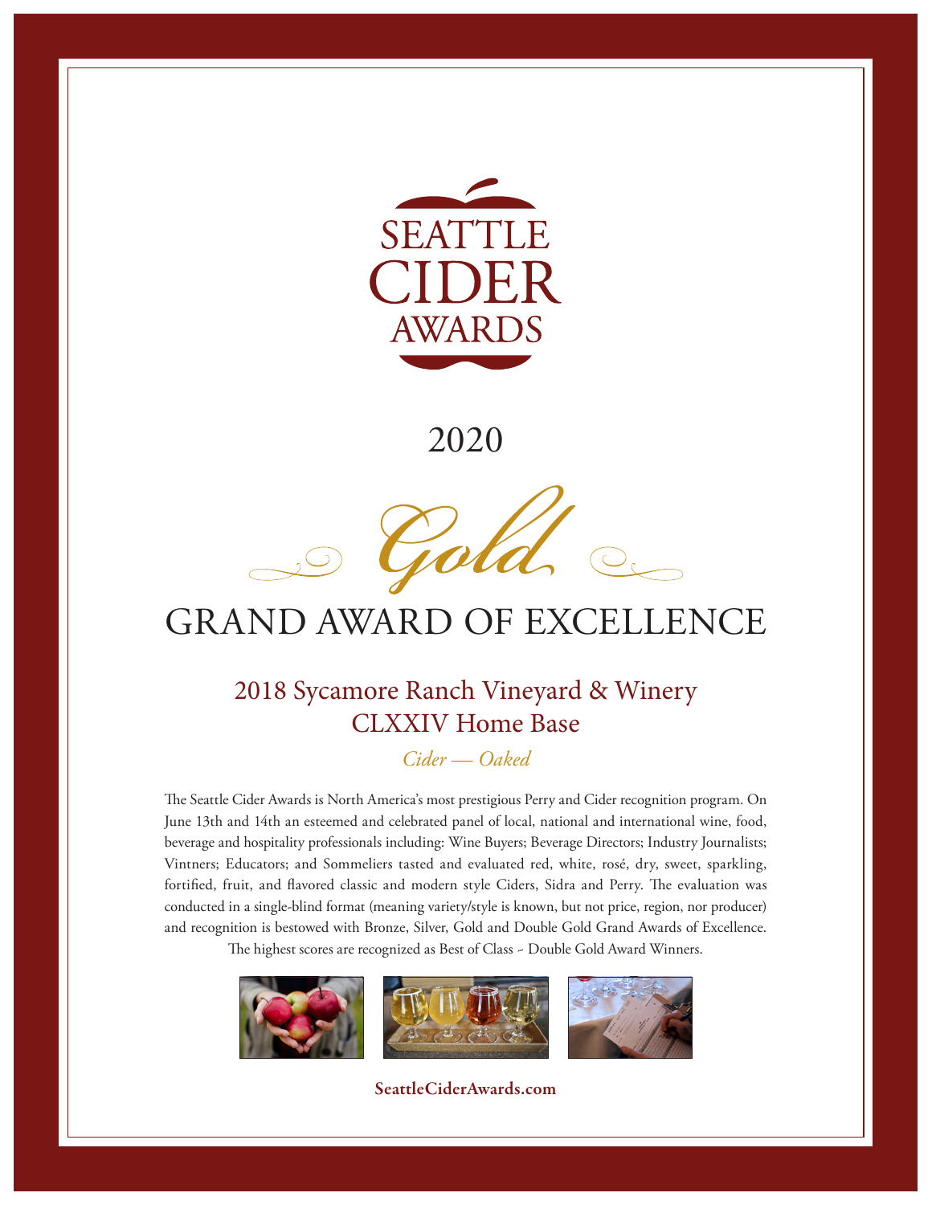# SEATTLE CIDER AWARDS

2020

*Gold*

## GRAND AWARD OF EXCELLENCE

### 2018 Sycamore Ranch Vineyard & Winery
### CLXXIV Home Base

*Cider — Oaked*

The Seattle Cider Awards is North America's most prestigious Perry and Cider recognition program. On June 13th and 14th an esteemed and celebrated panel of local, national and international wine, food, beverage and hospitality professionals including: Wine Buyers; Beverage Directors; Industry Journalists; Vintners; Educators; and Sommeliers tasted and evaluated red, white, rosé, dry, sweet, sparkling, fortified, fruit, and flavored classic and modern style Ciders, Sidra and Perry. The evaluation was conducted in a single-blind format (meaning variety/style is known, but not price, region, nor producer) and recognition is bestowed with Bronze, Silver, Gold and Double Gold Grand Awards of Excellence. The highest scores are recognized as Best of Class ~ Double Gold Award Winners.

**SeattleCiderAwards.com**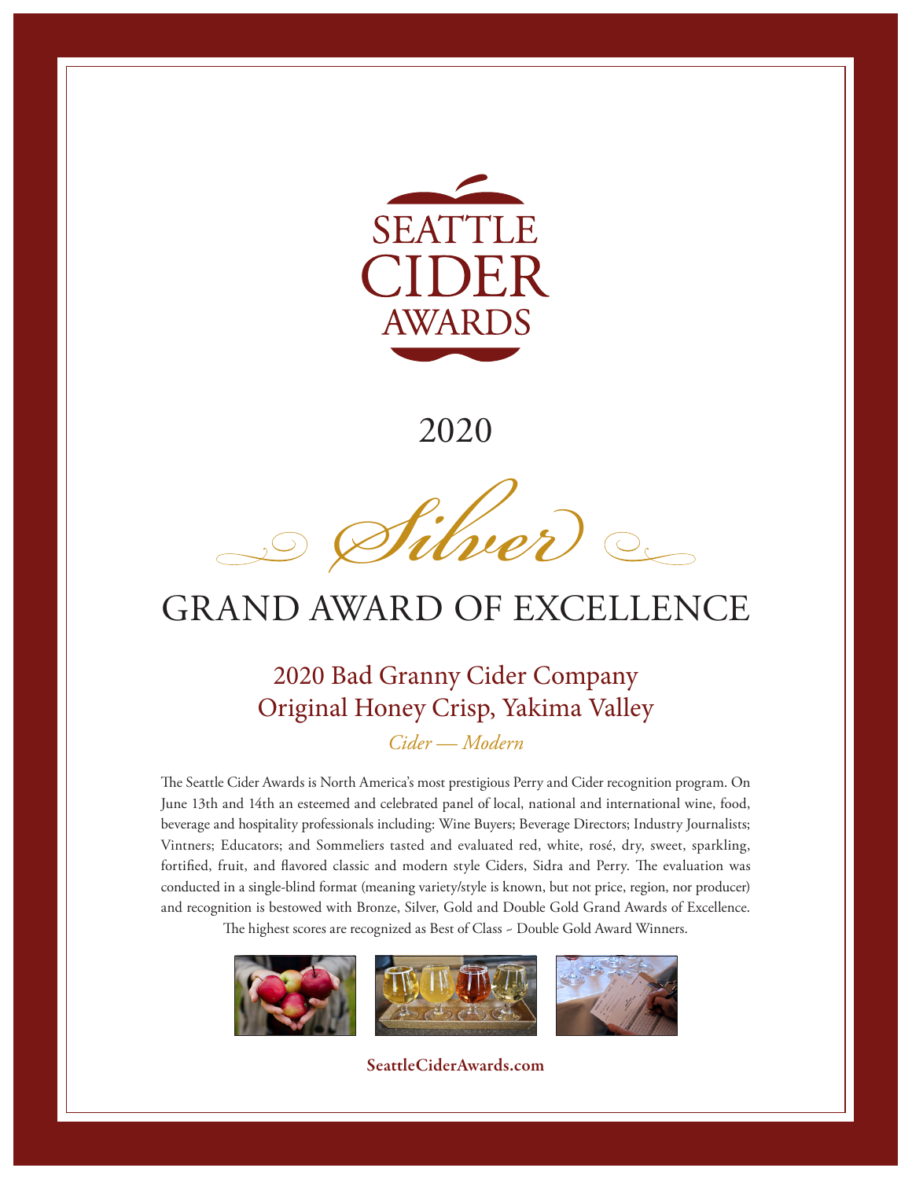# SEATTLE CIDER AWARDS

2020

*Silver*

## GRAND AWARD OF EXCELLENCE

### 2020 Bad Granny Cider Company Original Honey Crisp, Yakima Valley

*Cider — Modern*

The Seattle Cider Awards is North America's most prestigious Perry and Cider recognition program. On June 13th and 14th an esteemed and celebrated panel of local, national and international wine, food, beverage and hospitality professionals including: Wine Buyers; Beverage Directors; Industry Journalists; Vintners; Educators; and Sommeliers tasted and evaluated red, white, rosé, dry, sweet, sparkling, fortified, fruit, and flavored classic and modern style Ciders, Sidra and Perry. The evaluation was conducted in a single-blind format (meaning variety/style is known, but not price, region, nor producer) and recognition is bestowed with Bronze, Silver, Gold and Double Gold Grand Awards of Excellence. The highest scores are recognized as Best of Class ~ Double Gold Award Winners.

**SeattleCiderAwards.com**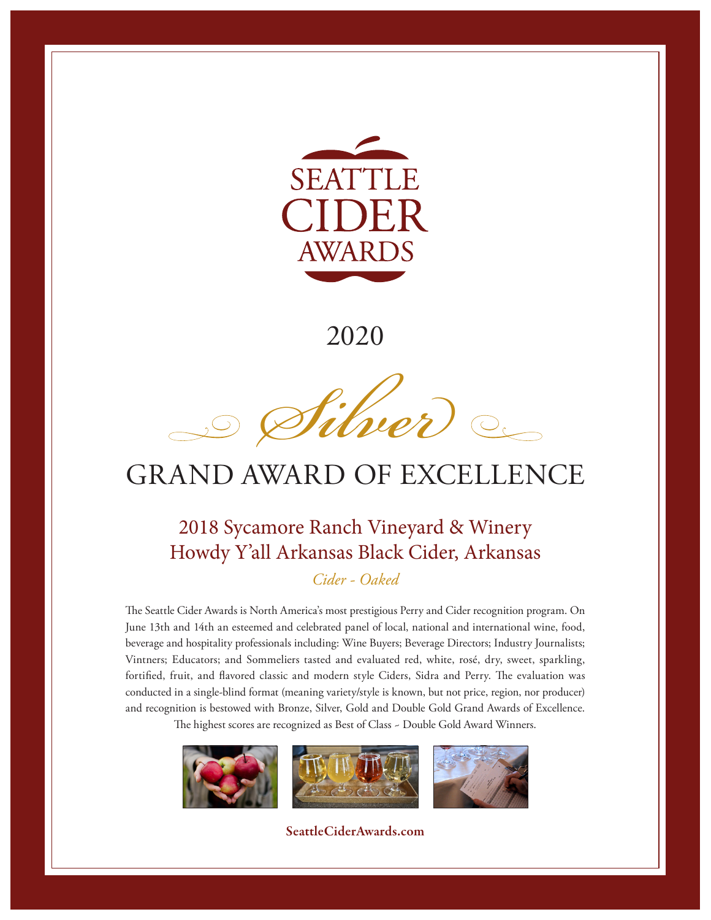# SEATTLE CIDER AWARDS

2020

## *Silver*

## GRAND AWARD OF EXCELLENCE

### 2018 Sycamore Ranch Vineyard & Winery
### Howdy Y'all Arkansas Black Cider, Arkansas

*Cider - Oaked*

The Seattle Cider Awards is North America's most prestigious Perry and Cider recognition program. On June 13th and 14th an esteemed and celebrated panel of local, national and international wine, food, beverage and hospitality professionals including: Wine Buyers; Beverage Directors; Industry Journalists; Vintners; Educators; and Sommeliers tasted and evaluated red, white, rosé, dry, sweet, sparkling, fortified, fruit, and flavored classic and modern style Ciders, Sidra and Perry. The evaluation was conducted in a single-blind format (meaning variety/style is known, but not price, region, nor producer) and recognition is bestowed with Bronze, Silver, Gold and Double Gold Grand Awards of Excellence. The highest scores are recognized as Best of Class ~ Double Gold Award Winners.

**SeattleCiderAwards.com**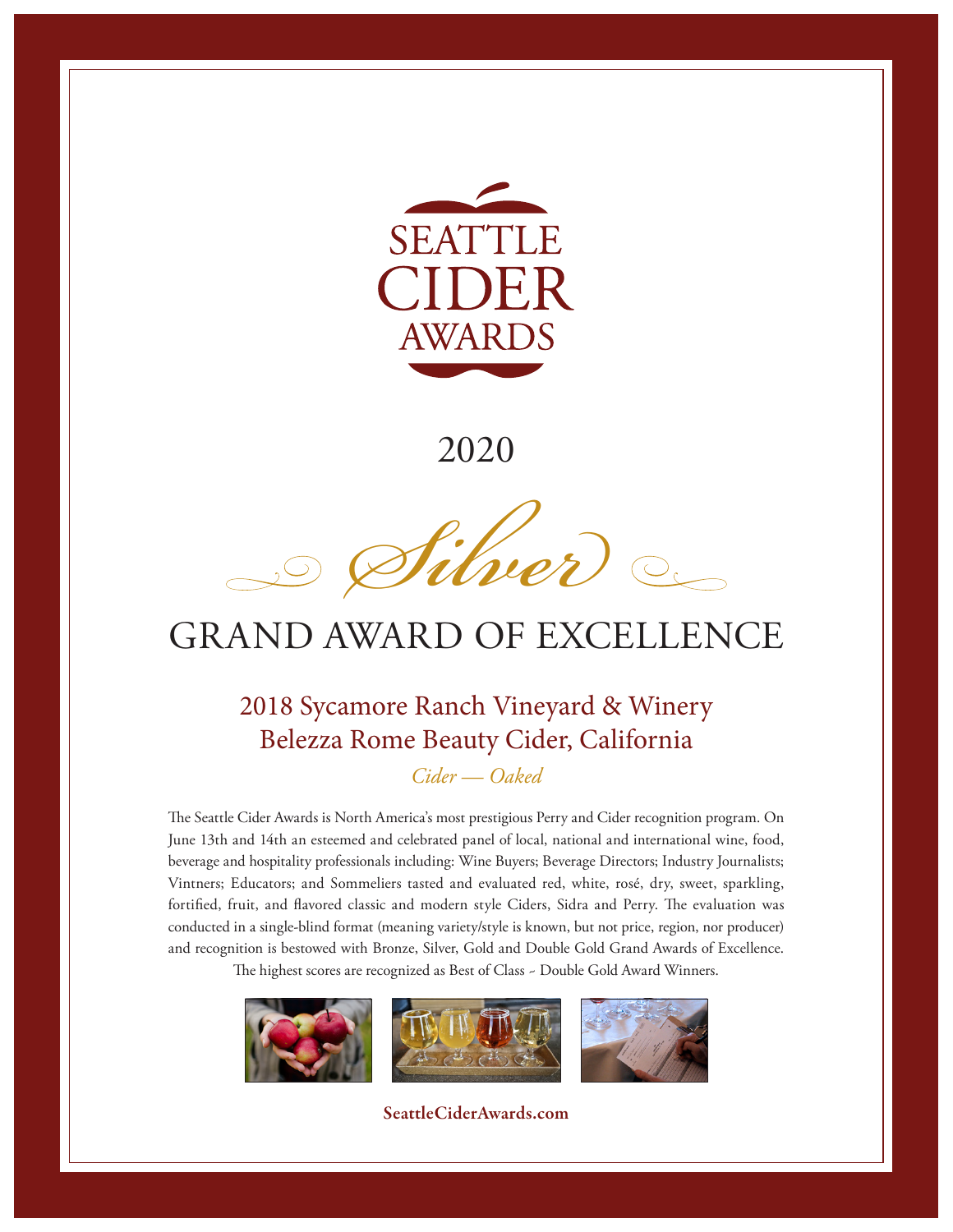# SEATTLE CIDER AWARDS

## 2020

## *Silver*

# GRAND AWARD OF EXCELLENCE

## 2018 Sycamore Ranch Vineyard & Winery Belezza Rome Beauty Cider, California

*Cider — Oaked*

The Seattle Cider Awards is North America's most prestigious Perry and Cider recognition program. On June 13th and 14th an esteemed and celebrated panel of local, national and international wine, food, beverage and hospitality professionals including: Wine Buyers; Beverage Directors; Industry Journalists; Vintners; Educators; and Sommeliers tasted and evaluated red, white, rosé, dry, sweet, sparkling, fortified, fruit, and flavored classic and modern style Ciders, Sidra and Perry. The evaluation was conducted in a single-blind format (meaning variety/style is known, but not price, region, nor producer) and recognition is bestowed with Bronze, Silver, Gold and Double Gold Grand Awards of Excellence. The highest scores are recognized as Best of Class ~ Double Gold Award Winners.

**SeattleCiderAwards.com**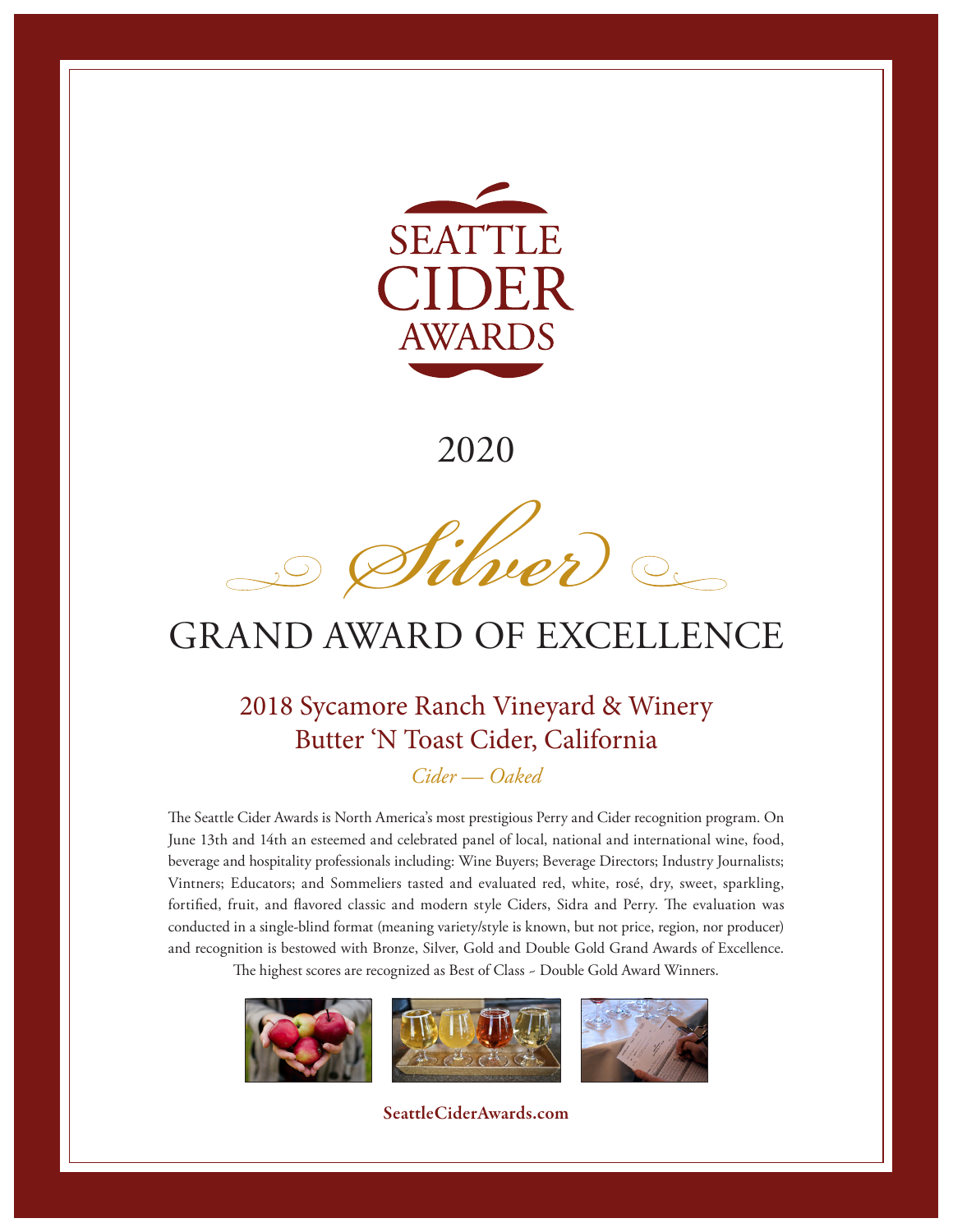# SEATTLE CIDER AWARDS

2020

*Silver*

# GRAND AWARD OF EXCELLENCE

## 2018 Sycamore Ranch Vineyard & Winery
## Butter 'N Toast Cider, California

*Cider — Oaked*

The Seattle Cider Awards is North America's most prestigious Perry and Cider recognition program. On June 13th and 14th an esteemed and celebrated panel of local, national and international wine, food, beverage and hospitality professionals including: Wine Buyers; Beverage Directors; Industry Journalists; Vintners; Educators; and Sommeliers tasted and evaluated red, white, rosé, dry, sweet, sparkling, fortified, fruit, and flavored classic and modern style Ciders, Sidra and Perry. The evaluation was conducted in a single-blind format (meaning variety/style is known, but not price, region, nor producer) and recognition is bestowed with Bronze, Silver, Gold and Double Gold Grand Awards of Excellence. The highest scores are recognized as Best of Class ~ Double Gold Award Winners.

**SeattleCiderAwards.com**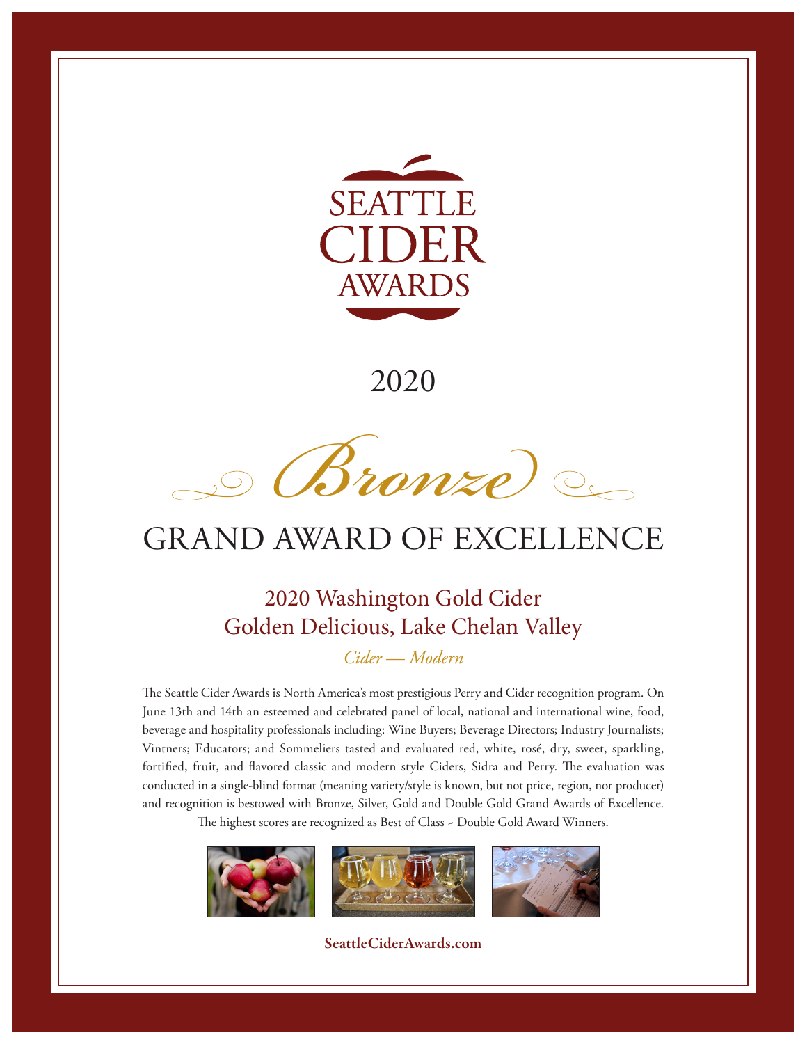# SEATTLE CIDER AWARDS

2020

*Bronze*

## GRAND AWARD OF EXCELLENCE

### 2020 Washington Gold Cider
### Golden Delicious, Lake Chelan Valley

*Cider — Modern*

The Seattle Cider Awards is North America's most prestigious Perry and Cider recognition program. On June 13th and 14th an esteemed and celebrated panel of local, national and international wine, food, beverage and hospitality professionals including: Wine Buyers; Beverage Directors; Industry Journalists; Vintners; Educators; and Sommeliers tasted and evaluated red, white, rosé, dry, sweet, sparkling, fortified, fruit, and flavored classic and modern style Ciders, Sidra and Perry. The evaluation was conducted in a single-blind format (meaning variety/style is known, but not price, region, nor producer) and recognition is bestowed with Bronze, Silver, Gold and Double Gold Grand Awards of Excellence. The highest scores are recognized as Best of Class ~ Double Gold Award Winners.

**SeattleCiderAwards.com**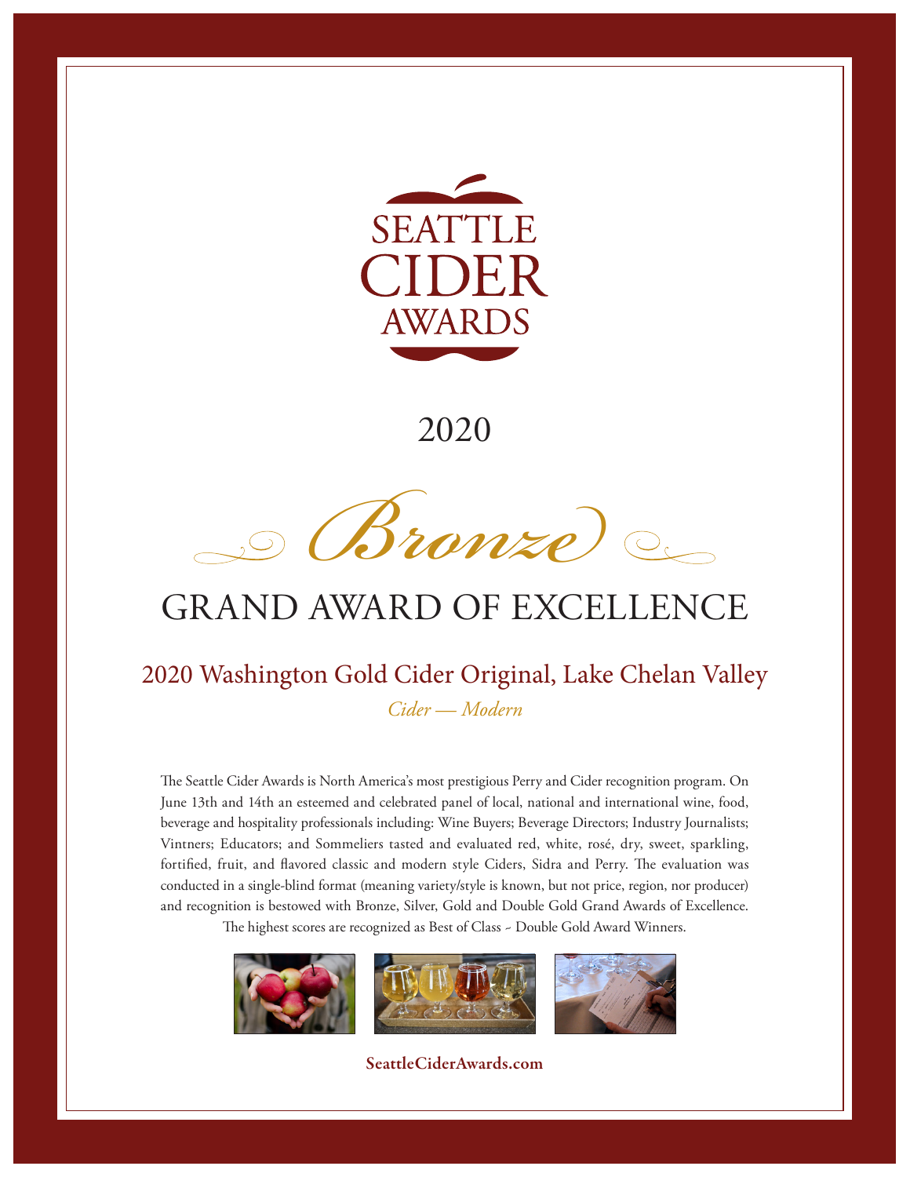# SEATTLE CIDER AWARDS

2020

*Bronze*

## GRAND AWARD OF EXCELLENCE

### 2020 Washington Gold Cider Original, Lake Chelan Valley

*Cider — Modern*

The Seattle Cider Awards is North America's most prestigious Perry and Cider recognition program. On June 13th and 14th an esteemed and celebrated panel of local, national and international wine, food, beverage and hospitality professionals including: Wine Buyers; Beverage Directors; Industry Journalists; Vintners; Educators; and Sommeliers tasted and evaluated red, white, rosé, dry, sweet, sparkling, fortified, fruit, and flavored classic and modern style Ciders, Sidra and Perry. The evaluation was conducted in a single-blind format (meaning variety/style is known, but not price, region, nor producer) and recognition is bestowed with Bronze, Silver, Gold and Double Gold Grand Awards of Excellence. The highest scores are recognized as Best of Class ~ Double Gold Award Winners.

**SeattleCiderAwards.com**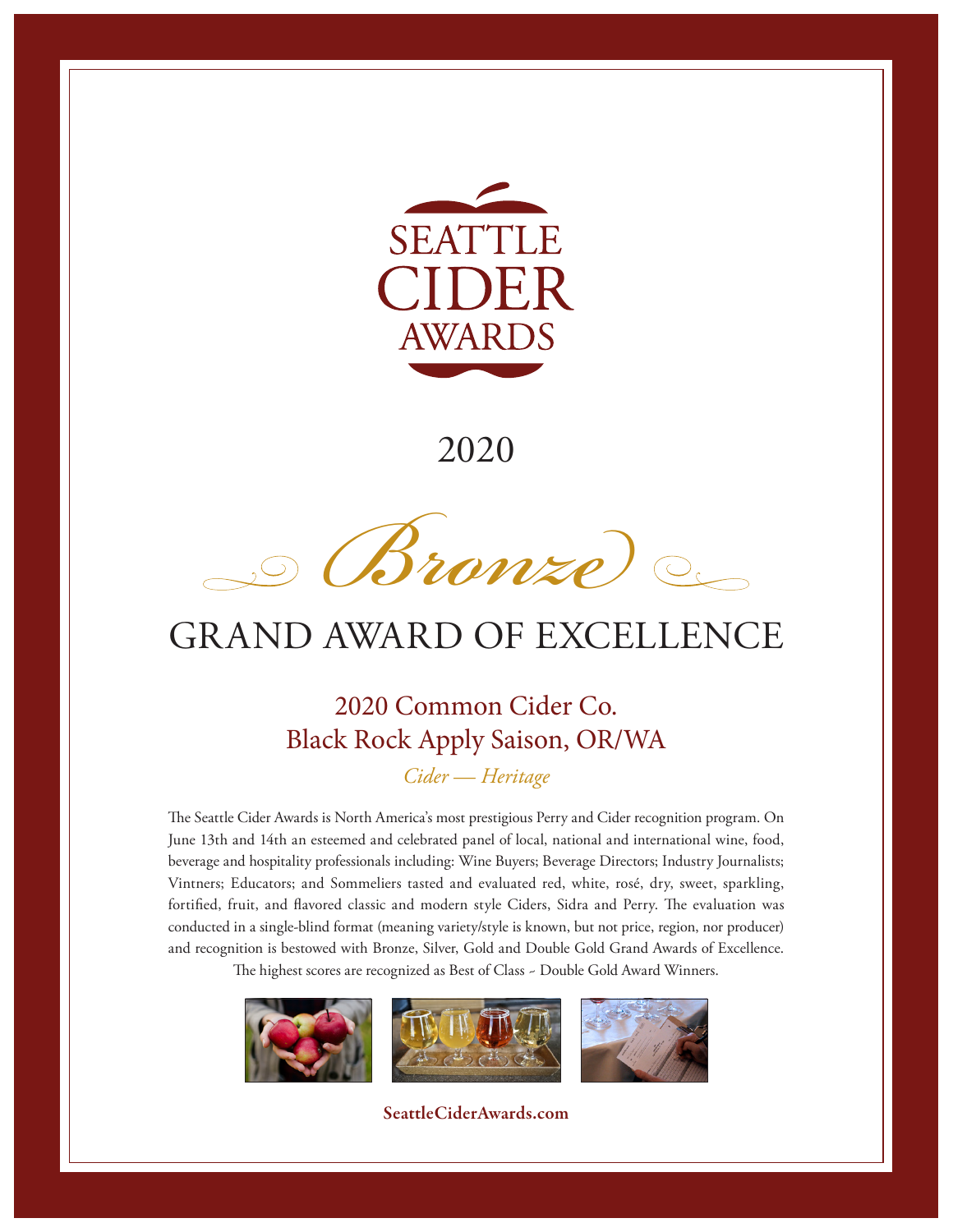# SEATTLE CIDER AWARDS

2020

*Bronze*

## GRAND AWARD OF EXCELLENCE

### 2020 Common Cider Co.
### Black Rock Apply Saison, OR/WA

*Cider — Heritage*

The Seattle Cider Awards is North America's most prestigious Perry and Cider recognition program. On June 13th and 14th an esteemed and celebrated panel of local, national and international wine, food, beverage and hospitality professionals including: Wine Buyers; Beverage Directors; Industry Journalists; Vintners; Educators; and Sommeliers tasted and evaluated red, white, rosé, dry, sweet, sparkling, fortified, fruit, and flavored classic and modern style Ciders, Sidra and Perry. The evaluation was conducted in a single-blind format (meaning variety/style is known, but not price, region, nor producer) and recognition is bestowed with Bronze, Silver, Gold and Double Gold Grand Awards of Excellence. The highest scores are recognized as Best of Class ~ Double Gold Award Winners.

**SeattleCiderAwards.com**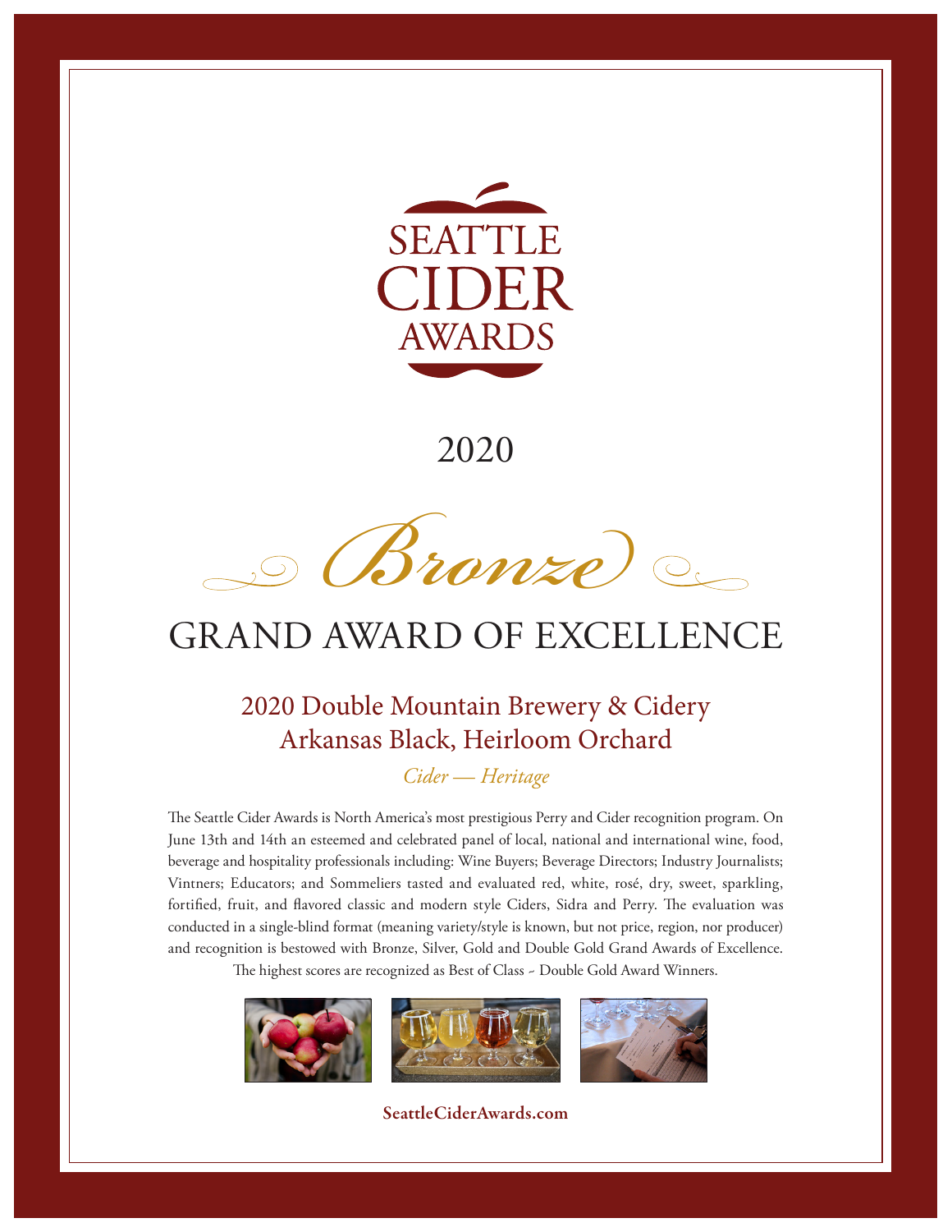# SEATTLE CIDER AWARDS

2020

*Bronze*

## GRAND AWARD OF EXCELLENCE

### 2020 Double Mountain Brewery & Cidery
### Arkansas Black, Heirloom Orchard

*Cider — Heritage*

The Seattle Cider Awards is North America's most prestigious Perry and Cider recognition program. On June 13th and 14th an esteemed and celebrated panel of local, national and international wine, food, beverage and hospitality professionals including: Wine Buyers; Beverage Directors; Industry Journalists; Vintners; Educators; and Sommeliers tasted and evaluated red, white, rosé, dry, sweet, sparkling, fortified, fruit, and flavored classic and modern style Ciders, Sidra and Perry. The evaluation was conducted in a single-blind format (meaning variety/style is known, but not price, region, nor producer) and recognition is bestowed with Bronze, Silver, Gold and Double Gold Grand Awards of Excellence. The highest scores are recognized as Best of Class ~ Double Gold Award Winners.

**SeattleCiderAwards.com**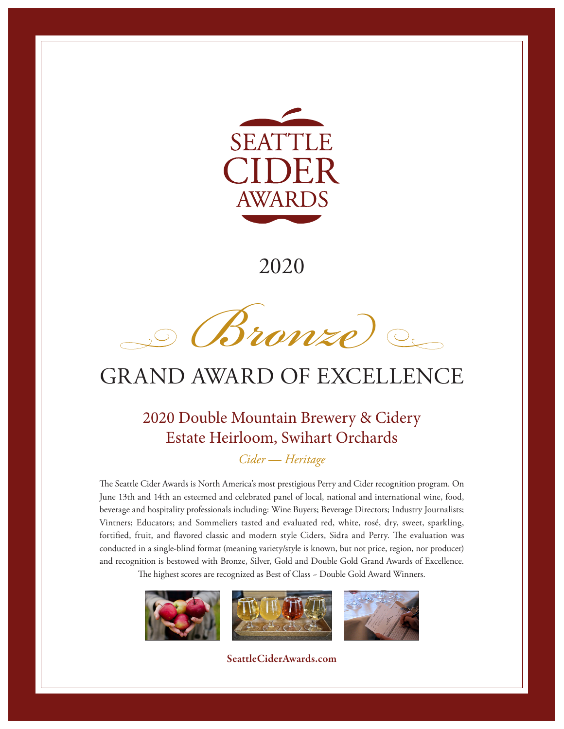# SEATTLE CIDER AWARDS

2020

*Bronze*

## GRAND AWARD OF EXCELLENCE

### 2020 Double Mountain Brewery & Cidery Estate Heirloom, Swihart Orchards

*Cider — Heritage*

The Seattle Cider Awards is North America's most prestigious Perry and Cider recognition program. On June 13th and 14th an esteemed and celebrated panel of local, national and international wine, food, beverage and hospitality professionals including: Wine Buyers; Beverage Directors; Industry Journalists; Vintners; Educators; and Sommeliers tasted and evaluated red, white, rosé, dry, sweet, sparkling, fortified, fruit, and flavored classic and modern style Ciders, Sidra and Perry. The evaluation was conducted in a single-blind format (meaning variety/style is known, but not price, region, nor producer) and recognition is bestowed with Bronze, Silver, Gold and Double Gold Grand Awards of Excellence. The highest scores are recognized as Best of Class ~ Double Gold Award Winners.

**SeattleCiderAwards.com**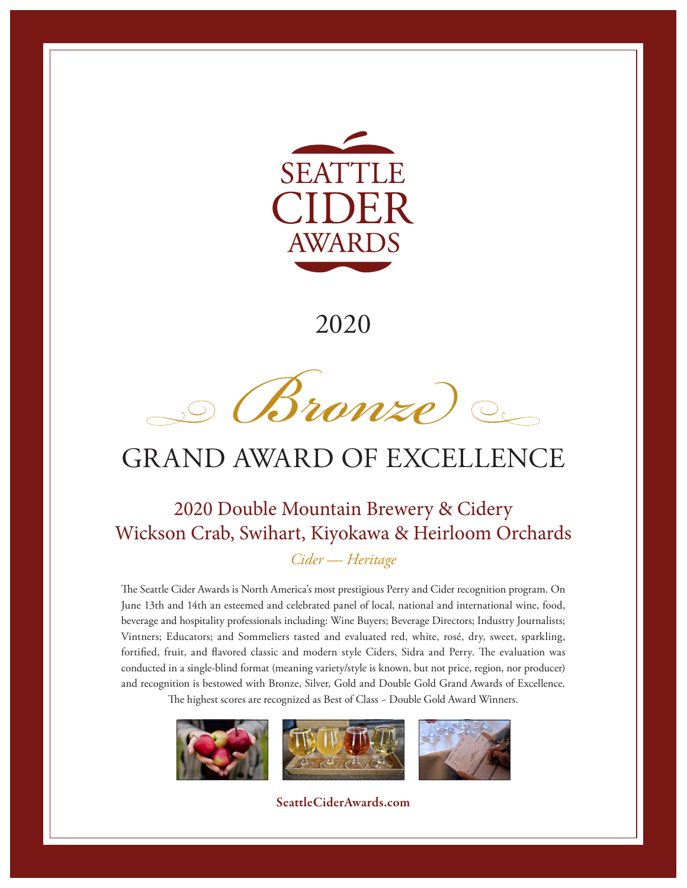# SEATTLE CIDER AWARDS

2020

## *Bronze*

# GRAND AWARD OF EXCELLENCE

## 2020 Double Mountain Brewery & Cidery
## Wickson Crab, Swihart, Kiyokawa & Heirloom Orchards

*Cider — Heritage*

The Seattle Cider Awards is North America's most prestigious Perry and Cider recognition program. On June 13th and 14th an esteemed and celebrated panel of local, national and international wine, food, beverage and hospitality professionals including: Wine Buyers; Beverage Directors; Industry Journalists; Vintners; Educators; and Sommeliers tasted and evaluated red, white, rosé, dry, sweet, sparkling, fortified, fruit, and flavored classic and modern style Ciders, Sidra and Perry. The evaluation was conducted in a single-blind format (meaning variety/style is known, but not price, region, nor producer) and recognition is bestowed with Bronze, Silver, Gold and Double Gold Grand Awards of Excellence. The highest scores are recognized as Best of Class ~ Double Gold Award Winners.

**SeattleCiderAwards.com**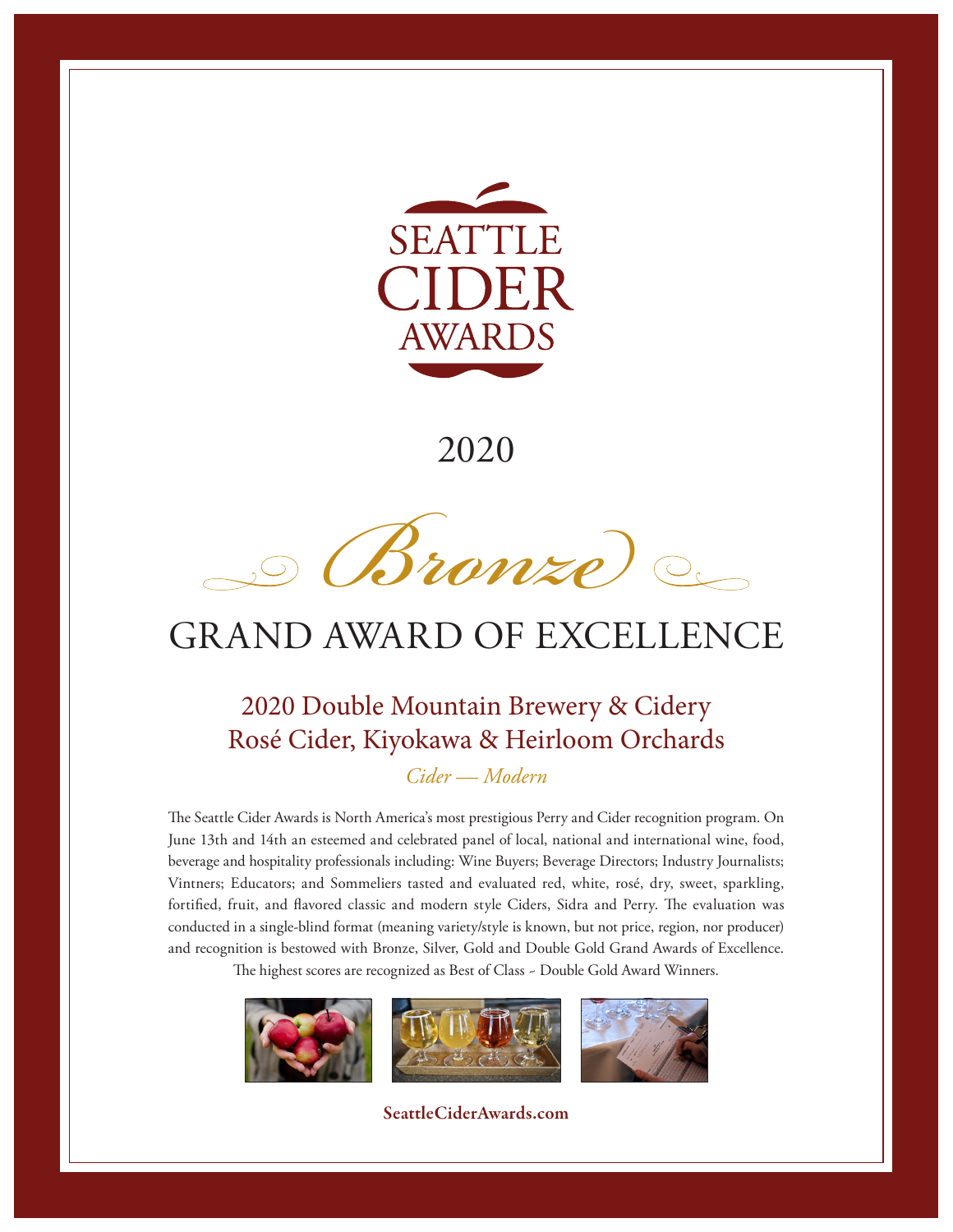# SEATTLE CIDER AWARDS

2020

*Bronze*

## GRAND AWARD OF EXCELLENCE

### 2020 Double Mountain Brewery & Cidery
### Rosé Cider, Kiyokawa & Heirloom Orchards

*Cider — Modern*

The Seattle Cider Awards is North America's most prestigious Perry and Cider recognition program. On June 13th and 14th an esteemed and celebrated panel of local, national and international wine, food, beverage and hospitality professionals including: Wine Buyers; Beverage Directors; Industry Journalists; Vintners; Educators; and Sommeliers tasted and evaluated red, white, rosé, dry, sweet, sparkling, fortified, fruit, and flavored classic and modern style Ciders, Sidra and Perry. The evaluation was conducted in a single-blind format (meaning variety/style is known, but not price, region, nor producer) and recognition is bestowed with Bronze, Silver, Gold and Double Gold Grand Awards of Excellence. The highest scores are recognized as Best of Class ~ Double Gold Award Winners.

**SeattleCiderAwards.com**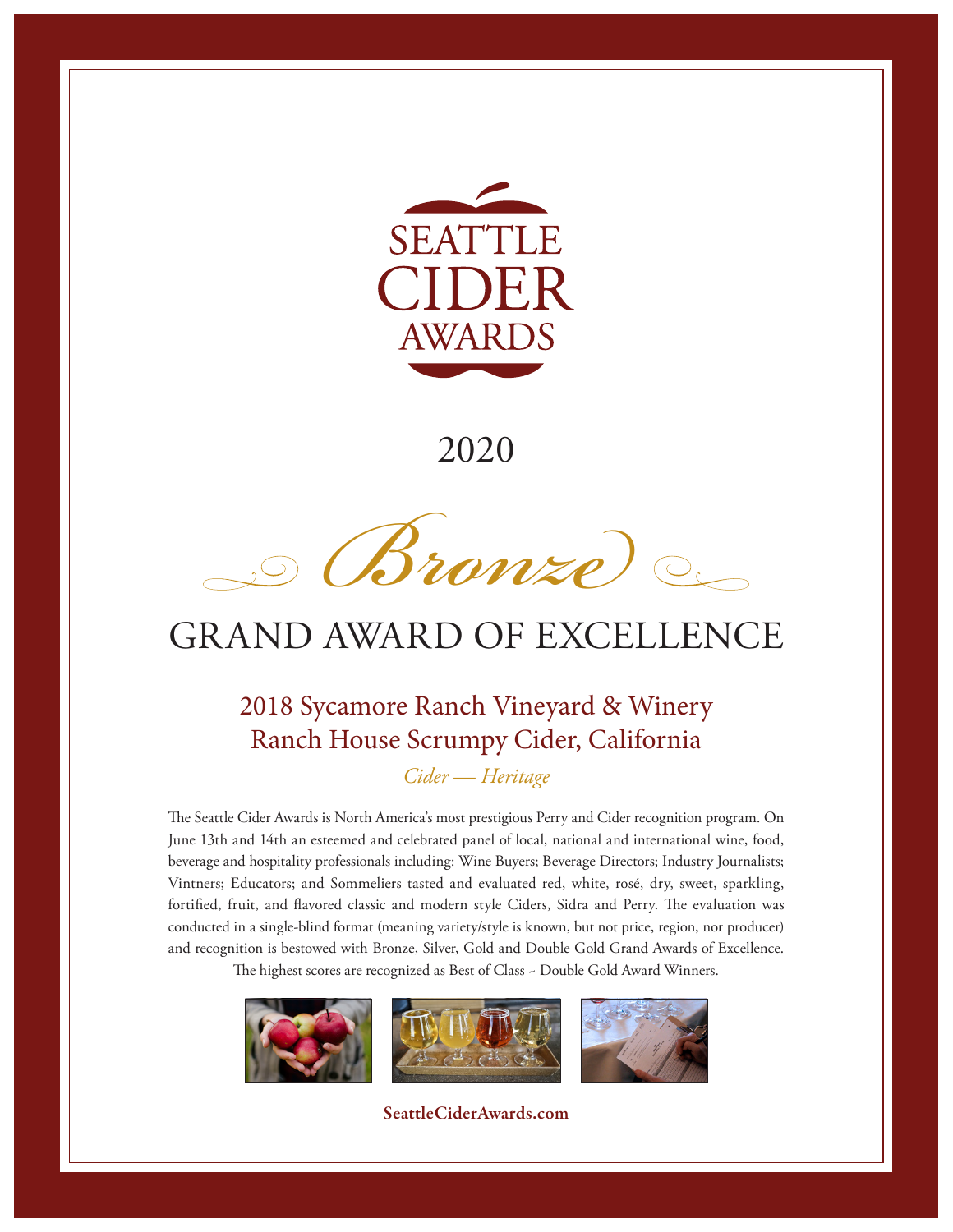# SEATTLE CIDER AWARDS

2020

*Bronze*

## GRAND AWARD OF EXCELLENCE

### 2018 Sycamore Ranch Vineyard & Winery
### Ranch House Scrumpy Cider, California

*Cider — Heritage*

The Seattle Cider Awards is North America's most prestigious Perry and Cider recognition program. On June 13th and 14th an esteemed and celebrated panel of local, national and international wine, food, beverage and hospitality professionals including: Wine Buyers; Beverage Directors; Industry Journalists; Vintners; Educators; and Sommeliers tasted and evaluated red, white, rosé, dry, sweet, sparkling, fortified, fruit, and flavored classic and modern style Ciders, Sidra and Perry. The evaluation was conducted in a single-blind format (meaning variety/style is known, but not price, region, nor producer) and recognition is bestowed with Bronze, Silver, Gold and Double Gold Grand Awards of Excellence. The highest scores are recognized as Best of Class ~ Double Gold Award Winners.

**SeattleCiderAwards.com**